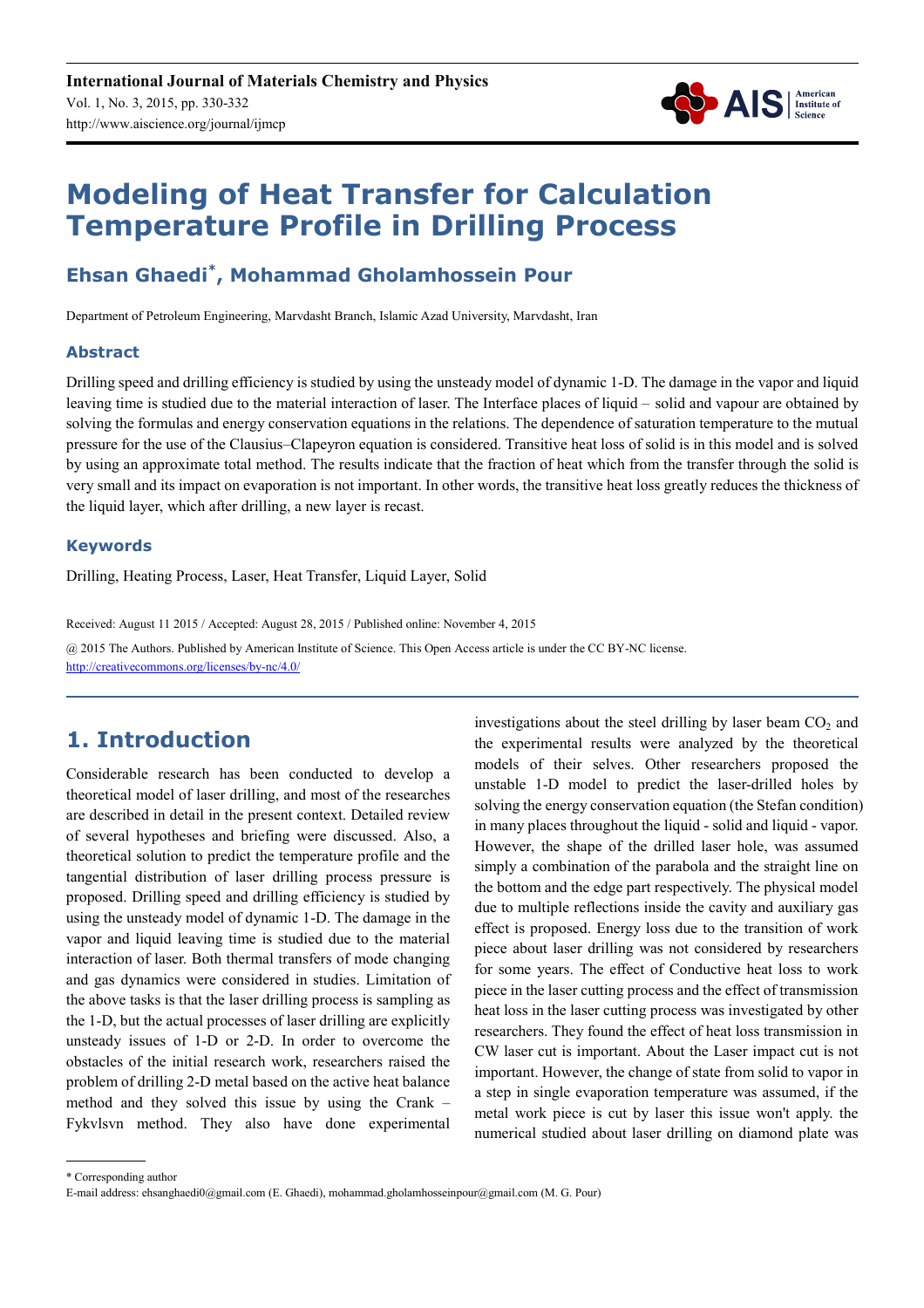# Modeling of Heat Transfer for Calculation Temperature Profile in Drilling Process

## Ehsan Ghaedi*, Mohammad Gholamhossein Pour

Department of Petroleum Engineering, Marvdasht Branch, Islamic Azad University, Marvdasht, Iran

### Abstract

Drilling speed and drilling efficiency is studied by using the unsteady model of dynamic 1-D. The damage in the vapor and liquid leaving time is studied due to the material interaction of laser. The Interface places of liquid – solid and vapour are obtained by solving the formulas and energy conservation equations in the relations. The dependence of saturation temperature to the mutual pressure for the use of the Clausius–Clapeyron equation is considered. Transitive heat loss of solid is in this model and is solved by using an approximate total method. The results indicate that the fraction of heat which from the transfer through the solid is very small and its impact on evaporation is not important. In other words, the transitive heat loss greatly reduces the thickness of the liquid layer, which after drilling, a new layer is recast.

### Keywords

Drilling, Heating Process, Laser, Heat Transfer, Liquid Layer, Solid

Received: August 11 2015 / Accepted: August 28, 2015 / Published online: November 4, 2015

@ 2015 The Authors. Published by American Institute of Science. This Open Access article is under the CC BY-NC license. http://creativecommons.org/licenses/by-nc/4.0/

## 1. Introduction

Considerable research has been conducted to develop a theoretical model of laser drilling, and most of the researches are described in detail in the present context. Detailed review of several hypotheses and briefing were discussed. Also, a theoretical solution to predict the temperature profile and the tangential distribution of laser drilling process pressure is proposed. Drilling speed and drilling efficiency is studied by using the unsteady model of dynamic 1-D. The damage in the vapor and liquid leaving time is studied due to the material interaction of laser. Both thermal transfers of mode changing and gas dynamics were considered in studies. Limitation of the above tasks is that the laser drilling process is sampling as the 1-D, but the actual processes of laser drilling are explicitly unsteady issues of 1-D or 2-D. In order to overcome the obstacles of the initial research work, researchers raised the problem of drilling 2-D metal based on the active heat balance method and they solved this issue by using the Crank – Fykvlsvn method. They also have done experimental investigations about the steel drilling by laser beam $CO_2$ and the experimental results were analyzed by the theoretical models of their selves. Other researchers proposed the unstable 1-D model to predict the laser-drilled holes by solving the energy conservation equation (the Stefan condition) in many places throughout the liquid - solid and liquid - vapor. However, the shape of the drilled laser hole, was assumed simply a combination of the parabola and the straight line on the bottom and the edge part respectively. The physical model due to multiple reflections inside the cavity and auxiliary gas effect is proposed. Energy loss due to the transition of work piece about laser drilling was not considered by researchers for some years. The effect of Conductive heat loss to work piece in the laser cutting process and the effect of transmission heat loss in the laser cutting process was investigated by other researchers. They found the effect of heat loss transmission in CW laser cut is important. About the Laser impact cut is not important. However, the change of state from solid to vapor in a step in single evaporation temperature was assumed, if the metal work piece is cut by laser this issue won't apply. the numerical studied about laser drilling on diamond plate was

* Corresponding author
E-mail address: ehsanghaedi0@gmail.com (E. Ghaedi), mohammad.gholamhosseinpour@gmail.com (M. G. Pour)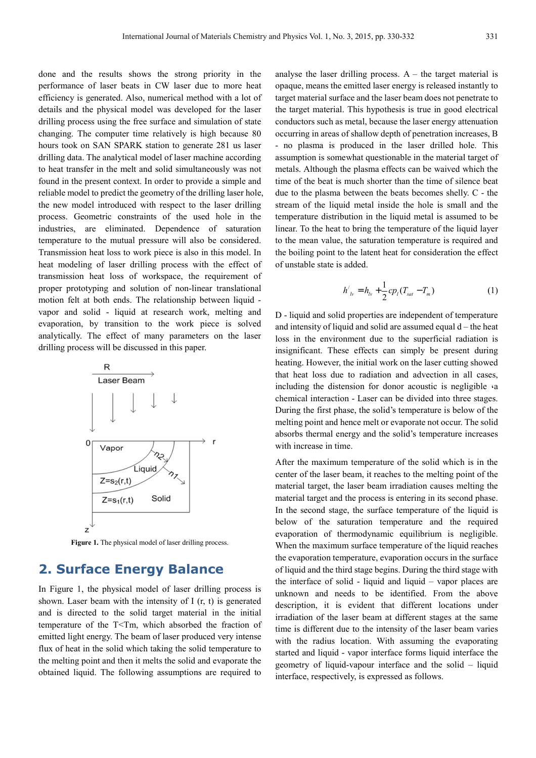done and the results shows the strong priority in the performance of laser beats in CW laser due to more heat efficiency is generated. Also, numerical method with a lot of details and the physical model was developed for the laser drilling process using the free surface and simulation of state changing. The computer time relatively is high because 80 hours took on SAN SPARK station to generate 281 us laser drilling data. The analytical model of laser machine according to heat transfer in the melt and solid simultaneously was not found in the present context. In order to provide a simple and reliable model to predict the geometry of the drilling laser hole, the new model introduced with respect to the laser drilling process. Geometric constraints of the used hole in the industries, are eliminated. Dependence of saturation temperature to the mutual pressure will also be considered. Transmission heat loss to work piece is also in this model. In heat modeling of laser drilling process with the effect of transmission heat loss of workspace, the requirement of proper prototyping and solution of non-linear translational motion felt at both ends. The relationship between liquid - vapor and solid - liquid at research work, melting and evaporation, by transition to the work piece is solved analytically. The effect of many parameters on the laser drilling process will be discussed in this paper.

**Figure 1.** The physical model of laser drilling process.

## 2. Surface Energy Balance

In Figure 1, the physical model of laser drilling process is shown. Laser beam with the intensity of I (r, t) is generated and is directed to the solid target material in the initial temperature of the T<Tm, which absorbed the fraction of emitted light energy. The beam of laser produced very intense flux of heat in the solid which taking the solid temperature to the melting point and then it melts the solid and evaporate the obtained liquid. The following assumptions are required to analyse the laser drilling process. A – the target material is opaque, means the emitted laser energy is released instantly to target material surface and the laser beam does not penetrate to the target material. This hypothesis is true in good electrical conductors such as metal, because the laser energy attenuation occurring in areas of shallow depth of penetration increases, B - no plasma is produced in the laser drilled hole. This assumption is somewhat questionable in the material target of metals. Although the plasma effects can be waived which the time of the beat is much shorter than the time of silence beat due to the plasma between the beats becomes shelly. C - the stream of the liquid metal inside the hole is small and the temperature distribution in the liquid metal is assumed to be linear. To the heat to bring the temperature of the liquid layer to the mean value, the saturation temperature is required and the boiling point to the latent heat for consideration the effect of unstable state is added.

$$h'_{lv} = h_{lv} + \frac{1}{2} cp_l (T_{sat} - T_m) \qquad (1)$$

D - liquid and solid properties are independent of temperature and intensity of liquid and solid are assumed equal d – the heat loss in the environment due to the superficial radiation is insignificant. These effects can simply be present during heating. However, the initial work on the laser cutting showed that heat loss due to radiation and advection in all cases, including the distension for donor acoustic is negligible ‹a chemical interaction - Laser can be divided into three stages. During the first phase, the solid's temperature is below of the melting point and hence melt or evaporate not occur. The solid absorbs thermal energy and the solid's temperature increases with increase in time.

After the maximum temperature of the solid which is in the center of the laser beam, it reaches to the melting point of the material target, the laser beam irradiation causes melting the material target and the process is entering in its second phase. In the second stage, the surface temperature of the liquid is below of the saturation temperature and the required evaporation of thermodynamic equilibrium is negligible. When the maximum surface temperature of the liquid reaches the evaporation temperature, evaporation occurs in the surface of liquid and the third stage begins. During the third stage with the interface of solid - liquid and liquid – vapor places are unknown and needs to be identified. From the above description, it is evident that different locations under irradiation of the laser beam at different stages at the same time is different due to the intensity of the laser beam varies with the radius location. With assuming the evaporating started and liquid - vapor interface forms liquid interface the geometry of liquid-vapour interface and the solid – liquid interface, respectively, is expressed as follows.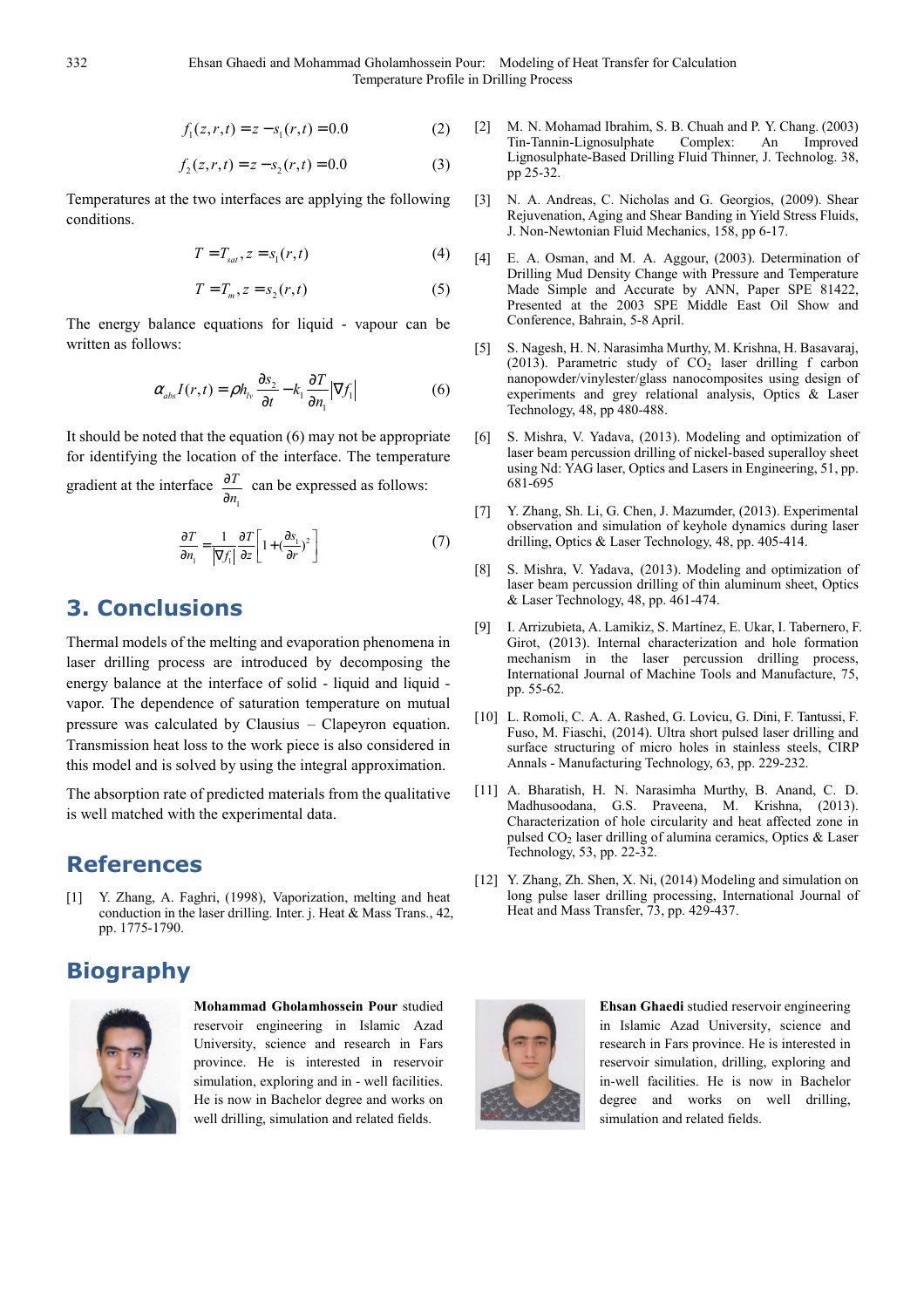$$f_1(z,r,t) = z - s_1(r,t) = 0.0 \quad (2)$$

$$f_2(z,r,t) = z - s_2(r,t) = 0.0 \quad (3)$$

Temperatures at the two interfaces are applying the following conditions.

$$T = T_{sat}, z = s_1(r,t) \quad (4)$$

$$T = T_m, z = s_2(r,t) \quad (5)$$

The energy balance equations for liquid - vapour can be written as follows:

$$\alpha_{abs} I(r,t) = \rho h_{lv} \frac{\partial s_2}{\partial t} - k_1 \frac{\partial T}{\partial n_1} |\nabla f_1| \quad (6)$$

It should be noted that the equation (6) may not be appropriate for identifying the location of the interface. The temperature gradient at the interface $\frac{\partial T}{\partial n_1}$ can be expressed as follows:

$$\frac{\partial T}{\partial n_1} = \frac{1}{|\nabla f_1|} \frac{\partial T}{\partial z} \left[ 1 + (\frac{\partial s_1}{\partial r})^2 \right] \quad (7)$$

## 3. Conclusions

Thermal models of the melting and evaporation phenomena in laser drilling process are introduced by decomposing the energy balance at the interface of solid - liquid and liquid - vapor. The dependence of saturation temperature on mutual pressure was calculated by Clausius – Clapeyron equation. Transmission heat loss to the work piece is also considered in this model and is solved by using the integral approximation.

The absorption rate of predicted materials from the qualitative is well matched with the experimental data.

## References

[1] Y. Zhang, A. Faghri, (1998), Vaporization, melting and heat conduction in the laser drilling. Inter. j. Heat & Mass Trans., 42, pp. 1775-1790.

[2] M. N. Mohamad Ibrahim, S. B. Chuah and P. Y. Chang. (2003) Tin-Tannin-Lignosulphate Complex: An Improved Lignosulphate-Based Drilling Fluid Thinner, J. Technolog. 38, pp 25-32.

[3] N. A. Andreas, C. Nicholas and G. Georgios, (2009). Shear Rejuvenation, Aging and Shear Banding in Yield Stress Fluids, J. Non-Newtonian Fluid Mechanics, 158, pp 6-17.

[4] E. A. Osman, and M. A. Aggour, (2003). Determination of Drilling Mud Density Change with Pressure and Temperature Made Simple and Accurate by ANN, Paper SPE 81422, Presented at the 2003 SPE Middle East Oil Show and Conference, Bahrain, 5-8 April.

[5] S. Nagesh, H. N. Narasimha Murthy, M. Krishna, H. Basavaraj, (2013). Parametric study of $CO_2$ laser drilling f carbon nanopowder/vinylester/glass nanocomposites using design of experiments and grey relational analysis, Optics & Laser Technology, 48, pp 480-488.

[6] S. Mishra, V. Yadava, (2013). Modeling and optimization of laser beam percussion drilling of nickel-based superalloy sheet using Nd: YAG laser, Optics and Lasers in Engineering, 51, pp. 681-695

[7] Y. Zhang, Sh. Li, G. Chen, J. Mazumder, (2013). Experimental observation and simulation of keyhole dynamics during laser drilling, Optics & Laser Technology, 48, pp. 405-414.

[8] S. Mishra, V. Yadava, (2013). Modeling and optimization of laser beam percussion drilling of thin aluminum sheet, Optics & Laser Technology, 48, pp. 461-474.

[9] I. Arrizubieta, A. Lamikiz, S. Martínez, E. Ukar, I. Tabernero, F. Girot, (2013). Internal characterization and hole formation mechanism in the laser percussion drilling process, International Journal of Machine Tools and Manufacture, 75, pp. 55-62.

[10] L. Romoli, C. A. A. Rashed, G. Lovicu, G. Dini, F. Tantussi, F. Fuso, M. Fiaschi, (2014). Ultra short pulsed laser drilling and surface structuring of micro holes in stainless steels, CIRP Annals - Manufacturing Technology, 63, pp. 229-232.

[11] A. Bharatish, H. N. Narasimha Murthy, B. Anand, C. D. Madhusoodana, G.S. Praveena, M. Krishna, (2013). Characterization of hole circularity and heat affected zone in pulsed $CO_2$ laser drilling of alumina ceramics, Optics & Laser Technology, 53, pp. 22-32.

[12] Y. Zhang, Zh. Shen, X. Ni, (2014) Modeling and simulation on long pulse laser drilling processing, International Journal of Heat and Mass Transfer, 73, pp. 429-437.

## Biography

**Mohammad Gholamhossein Pour** studied reservoir engineering in Islamic Azad University, science and research in Fars province. He is interested in reservoir simulation, exploring and in - well facilities. He is now in Bachelor degree and works on well drilling, simulation and related fields.

**Ehsan Ghaedi** studied reservoir engineering in Islamic Azad University, science and research in Fars province. He is interested in reservoir simulation, drilling, exploring and in-well facilities. He is now in Bachelor degree and works on well drilling, simulation and related fields.